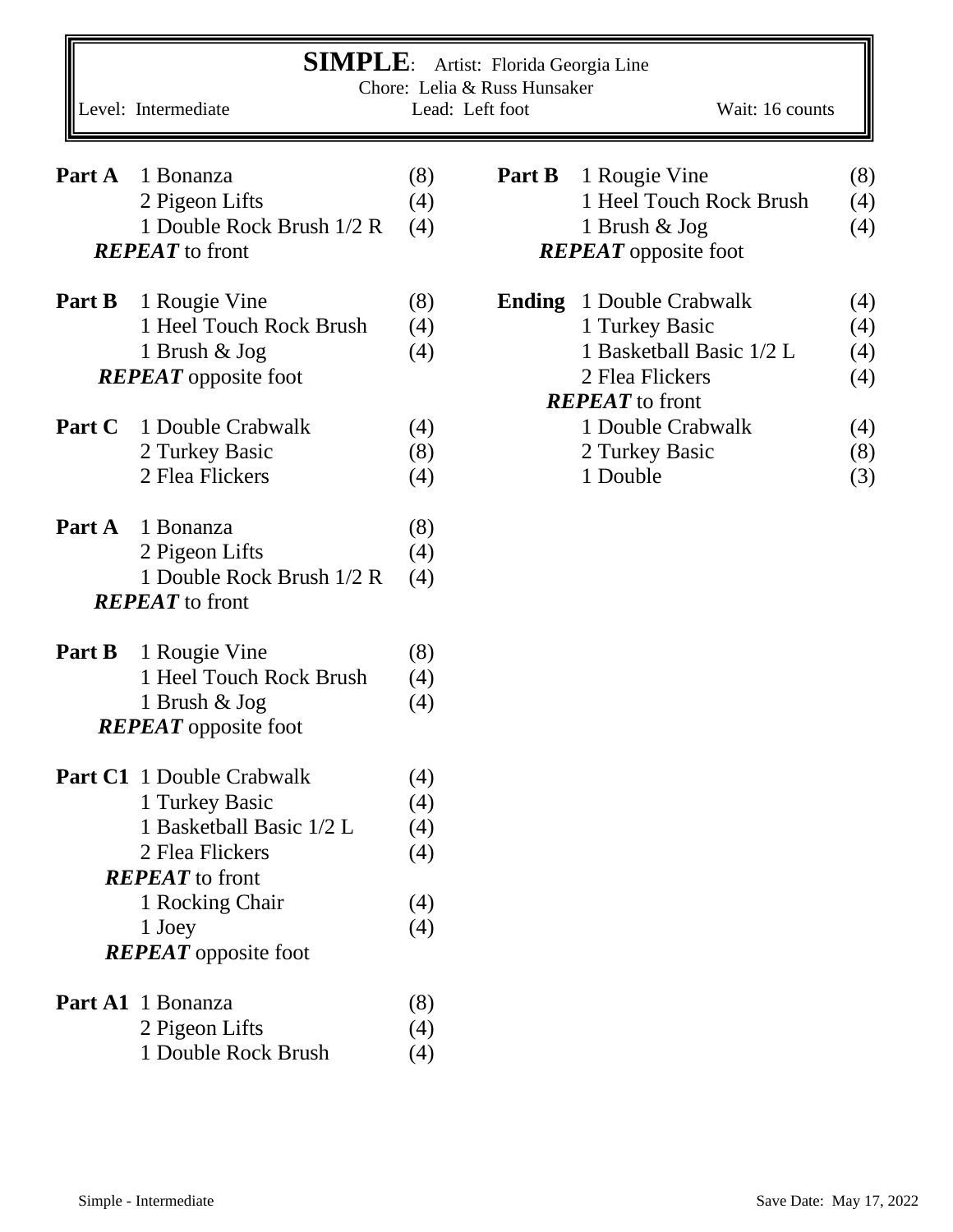# SIMPLE: Artist: Florida Georgia Line

Chore: Lelia & Russ Hunsaker

Level: Intermediate | Lead: Left foot | Wait: 16 counts

**Part A**

| | |
|---|---|
| 1 Bonanza | (8) |
| 2 Pigeon Lifts | (4) |
| 1 Double Rock Brush 1/2 R | (4) |

***REPEAT*** to front

**Part B**

| | |
|---|---|
| 1 Rougie Vine | (8) |
| 1 Heel Touch Rock Brush | (4) |
| 1 Brush & Jog | (4) |

***REPEAT*** opposite foot

**Part C**

| | |
|---|---|
| 1 Double Crabwalk | (4) |
| 2 Turkey Basic | (8) |
| 2 Flea Flickers | (4) |

**Part A**

| | |
|---|---|
| 1 Bonanza | (8) |
| 2 Pigeon Lifts | (4) |
| 1 Double Rock Brush 1/2 R | (4) |

***REPEAT*** to front

**Part B**

| | |
|---|---|
| 1 Rougie Vine | (8) |
| 1 Heel Touch Rock Brush | (4) |
| 1 Brush & Jog | (4) |

***REPEAT*** opposite foot

**Part C1**

| | |
|---|---|
| 1 Double Crabwalk | (4) |
| 1 Turkey Basic | (4) |
| 1 Basketball Basic 1/2 L | (4) |
| 2 Flea Flickers | (4) |

***REPEAT*** to front

| | |
|---|---|
| 1 Rocking Chair | (4) |
| 1 Joey | (4) |

***REPEAT*** opposite foot

**Part A1**

| | |
|---|---|
| 1 Bonanza | (8) |
| 2 Pigeon Lifts | (4) |
| 1 Double Rock Brush | (4) |

**Part B**

| | |
|---|---|
| 1 Rougie Vine | (8) |
| 1 Heel Touch Rock Brush | (4) |
| 1 Brush & Jog | (4) |

***REPEAT*** opposite foot

**Ending**

| | |
|---|---|
| 1 Double Crabwalk | (4) |
| 1 Turkey Basic | (4) |
| 1 Basketball Basic 1/2 L | (4) |
| 2 Flea Flickers | (4) |

***REPEAT*** to front

| | |
|---|---|
| 1 Double Crabwalk | (4) |
| 2 Turkey Basic | (8) |
| 1 Double | (3) |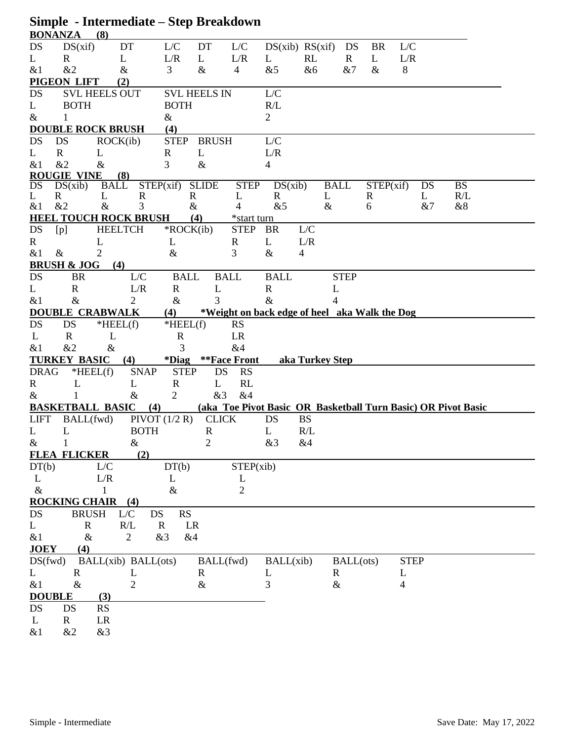# Simple - Intermediate – Step Breakdown

**BONANZA (8)**

| | | | | | | | | | | | |
|---|---|---|---|---|---|---|---|---|---|---|---|
| DS | DS(xif) | DT | L/C | DT | L/C | DS(xib) | RS(xif) | DS | BR | L/C |
| L | R | L | L/R | L | L/R | L | RL | R | L | L/R |
| &1 | &2 | & | 3 | & | 4 | &5 | &6 | &7 | & | 8 |

**PIGEON LIFT (2)**

| | | | |
|---|---|---|---|
| DS | SVL HEELS OUT | SVL HEELS IN | L/C |
| L | BOTH | BOTH | R/L |
| & | 1 | & | 2 |

**DOUBLE ROCK BRUSH (4)**

| | | | | | |
|---|---|---|---|---|---|
| DS | DS | ROCK(ib) | STEP | BRUSH | L/C |
| L | R | L | R | L | L/R |
| &1 | &2 | & | 3 | & | 4 |

**ROUGIE VINE (8)**

| | | | | | | | | | | |
|---|---|---|---|---|---|---|---|---|---|---|
| DS | DS(xib) | BALL | STEP(xif) | SLIDE | STEP | DS(xib) | BALL | STEP(xif) | DS | BS |
| L | R | L | R | R | L | R | L | R | L | R/L |
| &1 | &2 | & | 3 | & | 4 | &5 | & | 6 | &7 | &8 |

**HEEL TOUCH ROCK BRUSH (4)** *start turn

| | | | | | | |
|---|---|---|---|---|---|---|
| DS | [p] | HEELTCH | *ROCK(ib) | STEP | BR | L/C |
| R | | L | L | R | L | L/R |
| &1 | & | 2 | & | 3 | & | 4 |

**BRUSH & JOG (4)**

| | | | | | | |
|---|---|---|---|---|---|---|
| DS | BR | L/C | BALL | BALL | BALL | STEP |
| L | R | L/R | R | L | R | L |
| &1 | & | 2 | & | 3 | & | 4 |

**DOUBLE CRABWALK (4) *Weight on back edge of heel aka Walk the Dog**

| | | | | |
|---|---|---|---|---|
| DS | DS | *HEEL(f) | *HEEL(f) | RS |
| L | R | L | R | LR |
| &1 | &2 | & | 3 | &4 |

**TURKEY BASIC (4) *Diag **Face Front aka Turkey Step**

| | | | | | |
|---|---|---|---|---|---|
| DRAG | *HEEL(f) | SNAP | STEP | DS | RS |
| R | L | L | R | L | RL |
| & | 1 | & | 2 | &3 | &4 |

**BASKETBALL BASIC (4) (aka Toe Pivot Basic OR Basketball Turn Basic) OR Pivot Basic**

| | | | | | |
|---|---|---|---|---|---|
| LIFT | BALL(fwd) | PIVOT (1/2 R) | CLICK | DS | BS |
| L | L | BOTH | R | L | R/L |
| & | 1 | & | 2 | &3 | &4 |

**FLEA FLICKER (2)**

| | | | |
|---|---|---|---|
| DT(b) | L/C | DT(b) | STEP(xib) |
| L | L/R | L | L |
| & | 1 | & | 2 |

**ROCKING CHAIR (4)**

| | | | | |
|---|---|---|---|---|
| DS | BRUSH | L/C | DS | RS |
| L | R | R/L | R | LR |
| &1 | & | 2 | &3 | &4 |

**JOEY (4)**

| | | | | | | |
|---|---|---|---|---|---|---|
| DS(fwd) | BALL(xib) | BALL(ots) | BALL(fwd) | BALL(xib) | BALL(ots) | STEP |
| L | R | L | R | L | R | L |
| &1 | & | 2 | & | 3 | & | 4 |

**DOUBLE (3)**

| | | |
|---|---|---|
| DS | DS | RS |
| L | R | LR |
| &1 | &2 | &3 |